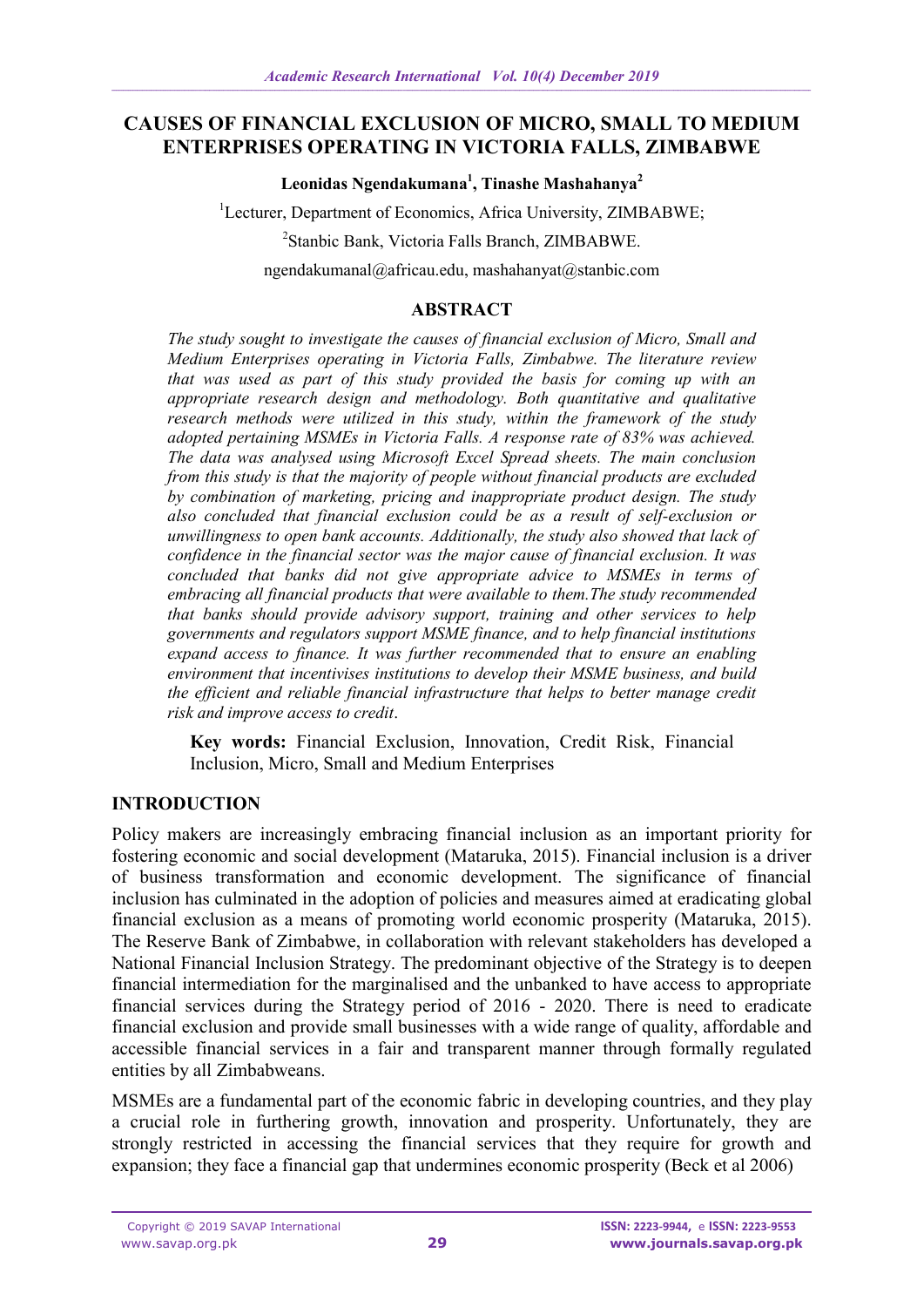# CAUSES OF FINANCIAL EXCLUSION OF MICRO, SMALL TO MEDIUM ENTERPRISES OPERATING IN VICTORIA FALLS, ZIMBABWE

**Leonidas Ngendakumana[1], Tinashe Mashahanya[2]**

[1]Lecturer, Department of Economics, Africa University, ZIMBABWE;

[2]Stanbic Bank, Victoria Falls Branch, ZIMBABWE.

ngendakumanal@africau.edu, mashahanyat@stanbic.com

## ABSTRACT

*The study sought to investigate the causes of financial exclusion of Micro, Small and Medium Enterprises operating in Victoria Falls, Zimbabwe. The literature review that was used as part of this study provided the basis for coming up with an appropriate research design and methodology. Both quantitative and qualitative research methods were utilized in this study, within the framework of the study adopted pertaining MSMEs in Victoria Falls. A response rate of 83% was achieved. The data was analysed using Microsoft Excel Spread sheets. The main conclusion from this study is that the majority of people without financial products are excluded by combination of marketing, pricing and inappropriate product design. The study also concluded that financial exclusion could be as a result of self-exclusion or unwillingness to open bank accounts. Additionally, the study also showed that lack of confidence in the financial sector was the major cause of financial exclusion. It was concluded that banks did not give appropriate advice to MSMEs in terms of embracing all financial products that were available to them.The study recommended that banks should provide advisory support, training and other services to help governments and regulators support MSME finance, and to help financial institutions expand access to finance. It was further recommended that to ensure an enabling environment that incentivises institutions to develop their MSME business, and build the efficient and reliable financial infrastructure that helps to better manage credit risk and improve access to credit.*

**Key words:** Financial Exclusion, Innovation, Credit Risk, Financial Inclusion, Micro, Small and Medium Enterprises

## INTRODUCTION

Policy makers are increasingly embracing financial inclusion as an important priority for fostering economic and social development (Mataruka, 2015). Financial inclusion is a driver of business transformation and economic development. The significance of financial inclusion has culminated in the adoption of policies and measures aimed at eradicating global financial exclusion as a means of promoting world economic prosperity (Mataruka, 2015). The Reserve Bank of Zimbabwe, in collaboration with relevant stakeholders has developed a National Financial Inclusion Strategy. The predominant objective of the Strategy is to deepen financial intermediation for the marginalised and the unbanked to have access to appropriate financial services during the Strategy period of 2016 - 2020. There is need to eradicate financial exclusion and provide small businesses with a wide range of quality, affordable and accessible financial services in a fair and transparent manner through formally regulated entities by all Zimbabweans.

MSMEs are a fundamental part of the economic fabric in developing countries, and they play a crucial role in furthering growth, innovation and prosperity. Unfortunately, they are strongly restricted in accessing the financial services that they require for growth and expansion; they face a financial gap that undermines economic prosperity (Beck et al 2006)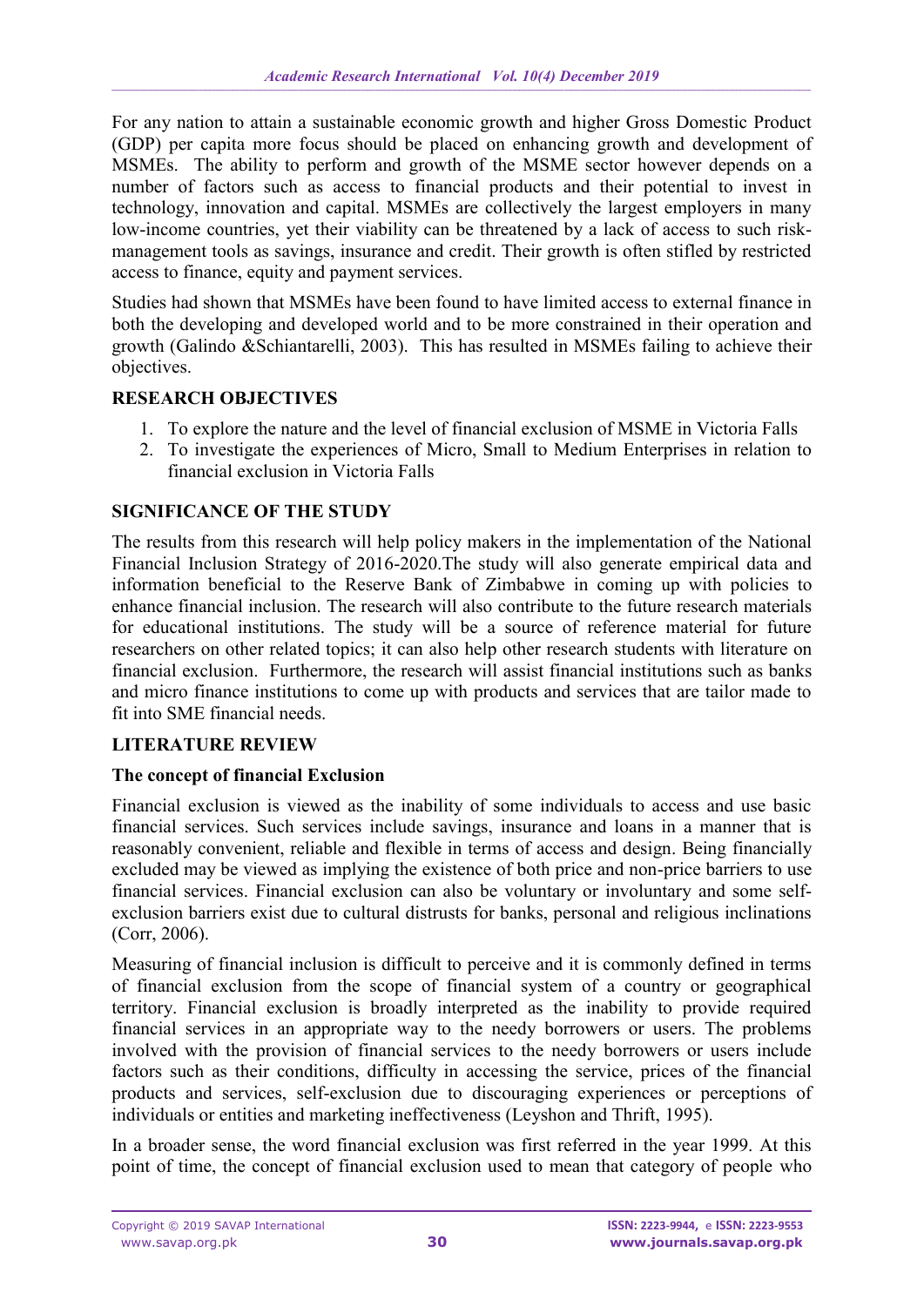For any nation to attain a sustainable economic growth and higher Gross Domestic Product (GDP) per capita more focus should be placed on enhancing growth and development of MSMEs. The ability to perform and growth of the MSME sector however depends on a number of factors such as access to financial products and their potential to invest in technology, innovation and capital. MSMEs are collectively the largest employers in many low-income countries, yet their viability can be threatened by a lack of access to such risk-management tools as savings, insurance and credit. Their growth is often stifled by restricted access to finance, equity and payment services.

Studies had shown that MSMEs have been found to have limited access to external finance in both the developing and developed world and to be more constrained in their operation and growth (Galindo &Schiantarelli, 2003). This has resulted in MSMEs failing to achieve their objectives.

## RESEARCH OBJECTIVES

1. To explore the nature and the level of financial exclusion of MSME in Victoria Falls
2. To investigate the experiences of Micro, Small to Medium Enterprises in relation to financial exclusion in Victoria Falls

## SIGNIFICANCE OF THE STUDY

The results from this research will help policy makers in the implementation of the National Financial Inclusion Strategy of 2016-2020.The study will also generate empirical data and information beneficial to the Reserve Bank of Zimbabwe in coming up with policies to enhance financial inclusion. The research will also contribute to the future research materials for educational institutions. The study will be a source of reference material for future researchers on other related topics; it can also help other research students with literature on financial exclusion. Furthermore, the research will assist financial institutions such as banks and micro finance institutions to come up with products and services that are tailor made to fit into SME financial needs.

## LITERATURE REVIEW

### The concept of financial Exclusion

Financial exclusion is viewed as the inability of some individuals to access and use basic financial services. Such services include savings, insurance and loans in a manner that is reasonably convenient, reliable and flexible in terms of access and design. Being financially excluded may be viewed as implying the existence of both price and non-price barriers to use financial services. Financial exclusion can also be voluntary or involuntary and some self-exclusion barriers exist due to cultural distrusts for banks, personal and religious inclinations (Corr, 2006).

Measuring of financial inclusion is difficult to perceive and it is commonly defined in terms of financial exclusion from the scope of financial system of a country or geographical territory. Financial exclusion is broadly interpreted as the inability to provide required financial services in an appropriate way to the needy borrowers or users. The problems involved with the provision of financial services to the needy borrowers or users include factors such as their conditions, difficulty in accessing the service, prices of the financial products and services, self-exclusion due to discouraging experiences or perceptions of individuals or entities and marketing ineffectiveness (Leyshon and Thrift, 1995).

In a broader sense, the word financial exclusion was first referred in the year 1999. At this point of time, the concept of financial exclusion used to mean that category of people who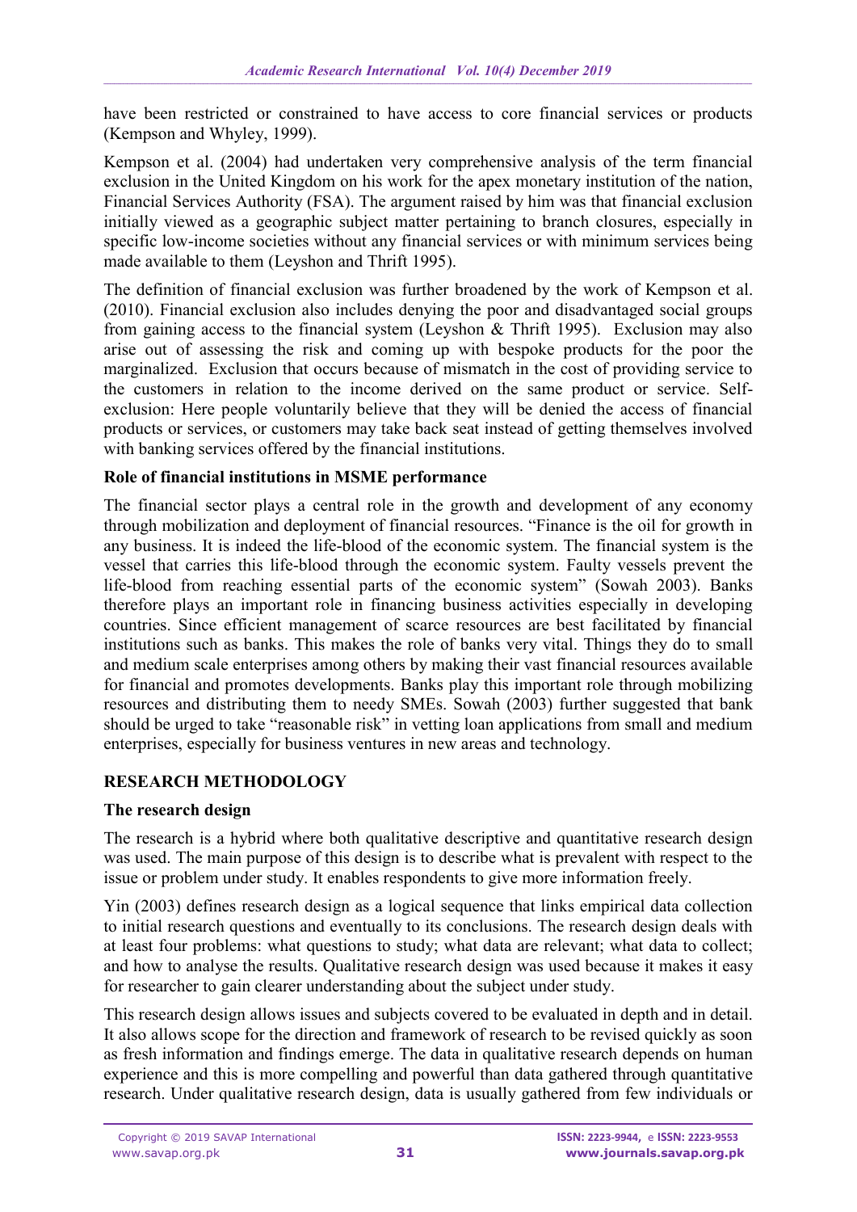have been restricted or constrained to have access to core financial services or products (Kempson and Whyley, 1999).

Kempson et al. (2004) had undertaken very comprehensive analysis of the term financial exclusion in the United Kingdom on his work for the apex monetary institution of the nation, Financial Services Authority (FSA). The argument raised by him was that financial exclusion initially viewed as a geographic subject matter pertaining to branch closures, especially in specific low-income societies without any financial services or with minimum services being made available to them (Leyshon and Thrift 1995).

The definition of financial exclusion was further broadened by the work of Kempson et al. (2010). Financial exclusion also includes denying the poor and disadvantaged social groups from gaining access to the financial system (Leyshon & Thrift 1995). Exclusion may also arise out of assessing the risk and coming up with bespoke products for the poor the marginalized. Exclusion that occurs because of mismatch in the cost of providing service to the customers in relation to the income derived on the same product or service. Self-exclusion: Here people voluntarily believe that they will be denied the access of financial products or services, or customers may take back seat instead of getting themselves involved with banking services offered by the financial institutions.

### Role of financial institutions in MSME performance

The financial sector plays a central role in the growth and development of any economy through mobilization and deployment of financial resources. "Finance is the oil for growth in any business. It is indeed the life-blood of the economic system. The financial system is the vessel that carries this life-blood through the economic system. Faulty vessels prevent the life-blood from reaching essential parts of the economic system" (Sowah 2003). Banks therefore plays an important role in financing business activities especially in developing countries. Since efficient management of scarce resources are best facilitated by financial institutions such as banks. This makes the role of banks very vital. Things they do to small and medium scale enterprises among others by making their vast financial resources available for financial and promotes developments. Banks play this important role through mobilizing resources and distributing them to needy SMEs. Sowah (2003) further suggested that bank should be urged to take "reasonable risk" in vetting loan applications from small and medium enterprises, especially for business ventures in new areas and technology.

## RESEARCH METHODOLOGY

### The research design

The research is a hybrid where both qualitative descriptive and quantitative research design was used. The main purpose of this design is to describe what is prevalent with respect to the issue or problem under study. It enables respondents to give more information freely.

Yin (2003) defines research design as a logical sequence that links empirical data collection to initial research questions and eventually to its conclusions. The research design deals with at least four problems: what questions to study; what data are relevant; what data to collect; and how to analyse the results. Qualitative research design was used because it makes it easy for researcher to gain clearer understanding about the subject under study.

This research design allows issues and subjects covered to be evaluated in depth and in detail. It also allows scope for the direction and framework of research to be revised quickly as soon as fresh information and findings emerge. The data in qualitative research depends on human experience and this is more compelling and powerful than data gathered through quantitative research. Under qualitative research design, data is usually gathered from few individuals or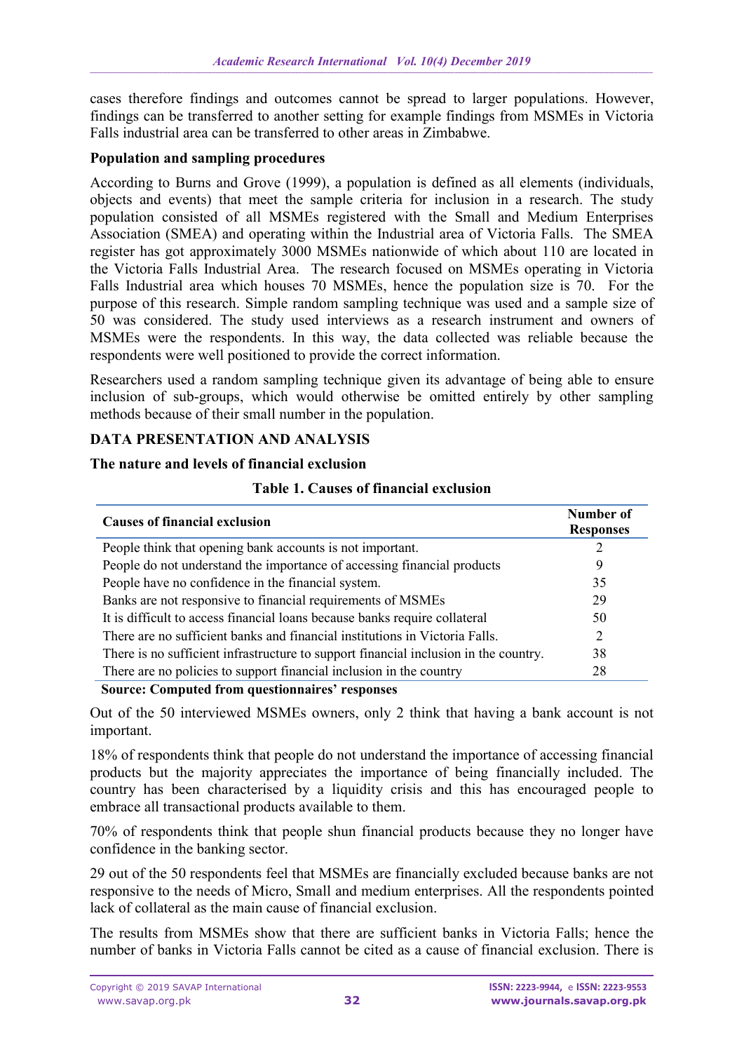cases therefore findings and outcomes cannot be spread to larger populations. However, findings can be transferred to another setting for example findings from MSMEs in Victoria Falls industrial area can be transferred to other areas in Zimbabwe.

**Population and sampling procedures**

According to Burns and Grove (1999), a population is defined as all elements (individuals, objects and events) that meet the sample criteria for inclusion in a research. The study population consisted of all MSMEs registered with the Small and Medium Enterprises Association (SMEA) and operating within the Industrial area of Victoria Falls. The SMEA register has got approximately 3000 MSMEs nationwide of which about 110 are located in the Victoria Falls Industrial Area. The research focused on MSMEs operating in Victoria Falls Industrial area which houses 70 MSMEs, hence the population size is 70. For the purpose of this research. Simple random sampling technique was used and a sample size of 50 was considered. The study used interviews as a research instrument and owners of MSMEs were the respondents. In this way, the data collected was reliable because the respondents were well positioned to provide the correct information.

Researchers used a random sampling technique given its advantage of being able to ensure inclusion of sub-groups, which would otherwise be omitted entirely by other sampling methods because of their small number in the population.

## DATA PRESENTATION AND ANALYSIS

**The nature and levels of financial exclusion**

**Table 1. Causes of financial exclusion**

| Causes of financial exclusion | Number of Responses |
|---|---|
| People think that opening bank accounts is not important. | 2 |
| People do not understand the importance of accessing financial products | 9 |
| People have no confidence in the financial system. | 35 |
| Banks are not responsive to financial requirements of MSMEs | 29 |
| It is difficult to access financial loans because banks require collateral | 50 |
| There are no sufficient banks and financial institutions in Victoria Falls. | 2 |
| There is no sufficient infrastructure to support financial inclusion in the country. | 38 |
| There are no policies to support financial inclusion in the country | 28 |

**Source: Computed from questionnaires' responses**

Out of the 50 interviewed MSMEs owners, only 2 think that having a bank account is not important.

18% of respondents think that people do not understand the importance of accessing financial products but the majority appreciates the importance of being financially included. The country has been characterised by a liquidity crisis and this has encouraged people to embrace all transactional products available to them.

70% of respondents think that people shun financial products because they no longer have confidence in the banking sector.

29 out of the 50 respondents feel that MSMEs are financially excluded because banks are not responsive to the needs of Micro, Small and medium enterprises. All the respondents pointed lack of collateral as the main cause of financial exclusion.

The results from MSMEs show that there are sufficient banks in Victoria Falls; hence the number of banks in Victoria Falls cannot be cited as a cause of financial exclusion. There is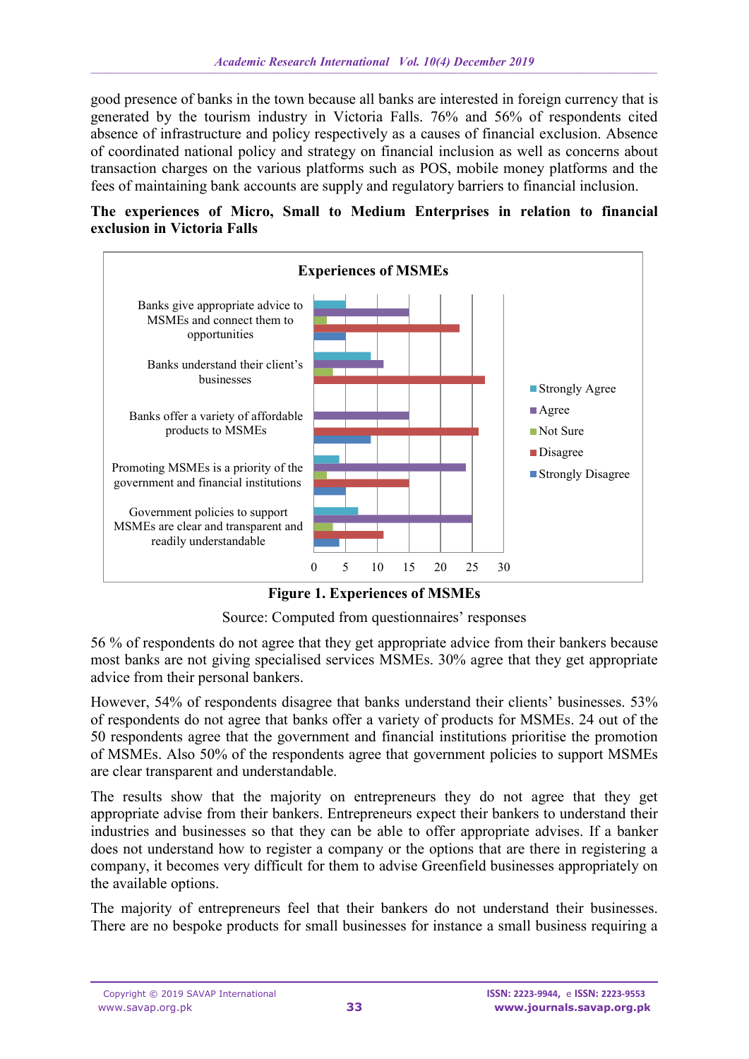good presence of banks in the town because all banks are interested in foreign currency that is generated by the tourism industry in Victoria Falls. 76% and 56% of respondents cited absence of infrastructure and policy respectively as a causes of financial exclusion. Absence of coordinated national policy and strategy on financial inclusion as well as concerns about transaction charges on the various platforms such as POS, mobile money platforms and the fees of maintaining bank accounts are supply and regulatory barriers to financial inclusion.

**The experiences of Micro, Small to Medium Enterprises in relation to financial exclusion in Victoria Falls**

**Figure 1. Experiences of MSMEs**

Source: Computed from questionnaires' responses

56 % of respondents do not agree that they get appropriate advice from their bankers because most banks are not giving specialised services MSMEs. 30% agree that they get appropriate advice from their personal bankers.

However, 54% of respondents disagree that banks understand their clients' businesses. 53% of respondents do not agree that banks offer a variety of products for MSMEs. 24 out of the 50 respondents agree that the government and financial institutions prioritise the promotion of MSMEs. Also 50% of the respondents agree that government policies to support MSMEs are clear transparent and understandable.

The results show that the majority on entrepreneurs they do not agree that they get appropriate advise from their bankers. Entrepreneurs expect their bankers to understand their industries and businesses so that they can be able to offer appropriate advises. If a banker does not understand how to register a company or the options that are there in registering a company, it becomes very difficult for them to advise Greenfield businesses appropriately on the available options.

The majority of entrepreneurs feel that their bankers do not understand their businesses. There are no bespoke products for small businesses for instance a small business requiring a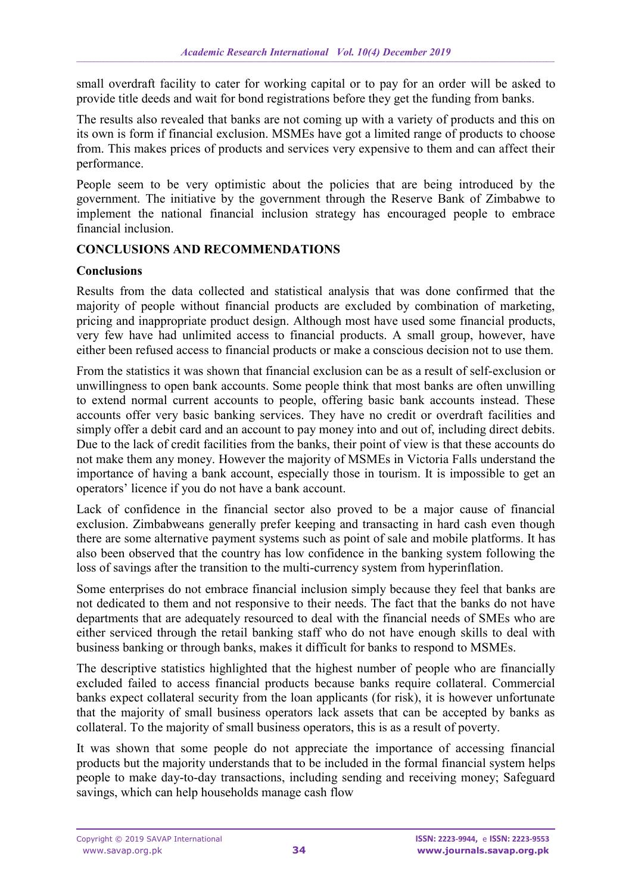small overdraft facility to cater for working capital or to pay for an order will be asked to provide title deeds and wait for bond registrations before they get the funding from banks.

The results also revealed that banks are not coming up with a variety of products and this on its own is form if financial exclusion. MSMEs have got a limited range of products to choose from. This makes prices of products and services very expensive to them and can affect their performance.

People seem to be very optimistic about the policies that are being introduced by the government. The initiative by the government through the Reserve Bank of Zimbabwe to implement the national financial inclusion strategy has encouraged people to embrace financial inclusion.

## CONCLUSIONS AND RECOMMENDATIONS

### Conclusions

Results from the data collected and statistical analysis that was done confirmed that the majority of people without financial products are excluded by combination of marketing, pricing and inappropriate product design. Although most have used some financial products, very few have had unlimited access to financial products. A small group, however, have either been refused access to financial products or make a conscious decision not to use them.

From the statistics it was shown that financial exclusion can be as a result of self-exclusion or unwillingness to open bank accounts. Some people think that most banks are often unwilling to extend normal current accounts to people, offering basic bank accounts instead. These accounts offer very basic banking services. They have no credit or overdraft facilities and simply offer a debit card and an account to pay money into and out of, including direct debits. Due to the lack of credit facilities from the banks, their point of view is that these accounts do not make them any money. However the majority of MSMEs in Victoria Falls understand the importance of having a bank account, especially those in tourism. It is impossible to get an operators' licence if you do not have a bank account.

Lack of confidence in the financial sector also proved to be a major cause of financial exclusion. Zimbabweans generally prefer keeping and transacting in hard cash even though there are some alternative payment systems such as point of sale and mobile platforms. It has also been observed that the country has low confidence in the banking system following the loss of savings after the transition to the multi-currency system from hyperinflation.

Some enterprises do not embrace financial inclusion simply because they feel that banks are not dedicated to them and not responsive to their needs. The fact that the banks do not have departments that are adequately resourced to deal with the financial needs of SMEs who are either serviced through the retail banking staff who do not have enough skills to deal with business banking or through banks, makes it difficult for banks to respond to MSMEs.

The descriptive statistics highlighted that the highest number of people who are financially excluded failed to access financial products because banks require collateral. Commercial banks expect collateral security from the loan applicants (for risk), it is however unfortunate that the majority of small business operators lack assets that can be accepted by banks as collateral. To the majority of small business operators, this is as a result of poverty.

It was shown that some people do not appreciate the importance of accessing financial products but the majority understands that to be included in the formal financial system helps people to make day-to-day transactions, including sending and receiving money; Safeguard savings, which can help households manage cash flow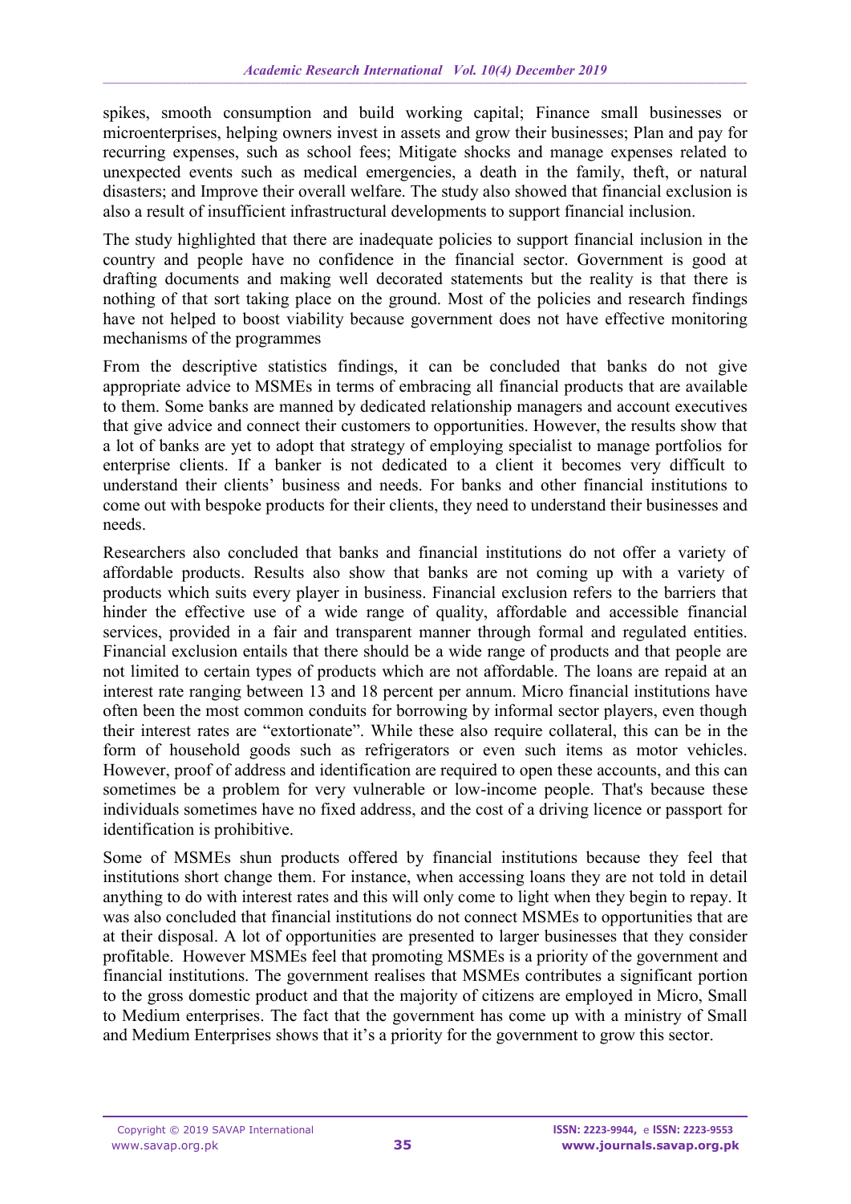spikes, smooth consumption and build working capital; Finance small businesses or microenterprises, helping owners invest in assets and grow their businesses; Plan and pay for recurring expenses, such as school fees; Mitigate shocks and manage expenses related to unexpected events such as medical emergencies, a death in the family, theft, or natural disasters; and Improve their overall welfare. The study also showed that financial exclusion is also a result of insufficient infrastructural developments to support financial inclusion.

The study highlighted that there are inadequate policies to support financial inclusion in the country and people have no confidence in the financial sector. Government is good at drafting documents and making well decorated statements but the reality is that there is nothing of that sort taking place on the ground. Most of the policies and research findings have not helped to boost viability because government does not have effective monitoring mechanisms of the programmes

From the descriptive statistics findings, it can be concluded that banks do not give appropriate advice to MSMEs in terms of embracing all financial products that are available to them. Some banks are manned by dedicated relationship managers and account executives that give advice and connect their customers to opportunities. However, the results show that a lot of banks are yet to adopt that strategy of employing specialist to manage portfolios for enterprise clients. If a banker is not dedicated to a client it becomes very difficult to understand their clients' business and needs. For banks and other financial institutions to come out with bespoke products for their clients, they need to understand their businesses and needs.

Researchers also concluded that banks and financial institutions do not offer a variety of affordable products. Results also show that banks are not coming up with a variety of products which suits every player in business. Financial exclusion refers to the barriers that hinder the effective use of a wide range of quality, affordable and accessible financial services, provided in a fair and transparent manner through formal and regulated entities. Financial exclusion entails that there should be a wide range of products and that people are not limited to certain types of products which are not affordable. The loans are repaid at an interest rate ranging between 13 and 18 percent per annum. Micro financial institutions have often been the most common conduits for borrowing by informal sector players, even though their interest rates are "extortionate". While these also require collateral, this can be in the form of household goods such as refrigerators or even such items as motor vehicles. However, proof of address and identification are required to open these accounts, and this can sometimes be a problem for very vulnerable or low-income people. That's because these individuals sometimes have no fixed address, and the cost of a driving licence or passport for identification is prohibitive.

Some of MSMEs shun products offered by financial institutions because they feel that institutions short change them. For instance, when accessing loans they are not told in detail anything to do with interest rates and this will only come to light when they begin to repay. It was also concluded that financial institutions do not connect MSMEs to opportunities that are at their disposal. A lot of opportunities are presented to larger businesses that they consider profitable. However MSMEs feel that promoting MSMEs is a priority of the government and financial institutions. The government realises that MSMEs contributes a significant portion to the gross domestic product and that the majority of citizens are employed in Micro, Small to Medium enterprises. The fact that the government has come up with a ministry of Small and Medium Enterprises shows that it's a priority for the government to grow this sector.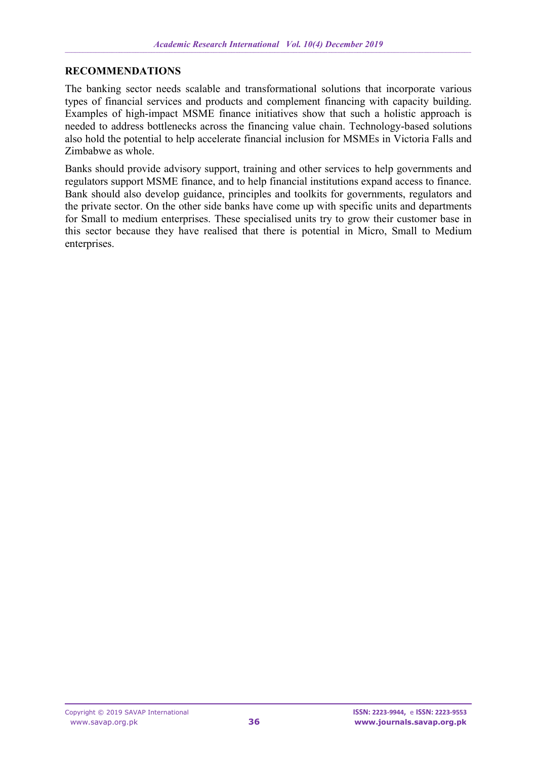## RECOMMENDATIONS

The banking sector needs scalable and transformational solutions that incorporate various types of financial services and products and complement financing with capacity building. Examples of high-impact MSME finance initiatives show that such a holistic approach is needed to address bottlenecks across the financing value chain. Technology-based solutions also hold the potential to help accelerate financial inclusion for MSMEs in Victoria Falls and Zimbabwe as whole.

Banks should provide advisory support, training and other services to help governments and regulators support MSME finance, and to help financial institutions expand access to finance. Bank should also develop guidance, principles and toolkits for governments, regulators and the private sector. On the other side banks have come up with specific units and departments for Small to medium enterprises. These specialised units try to grow their customer base in this sector because they have realised that there is potential in Micro, Small to Medium enterprises.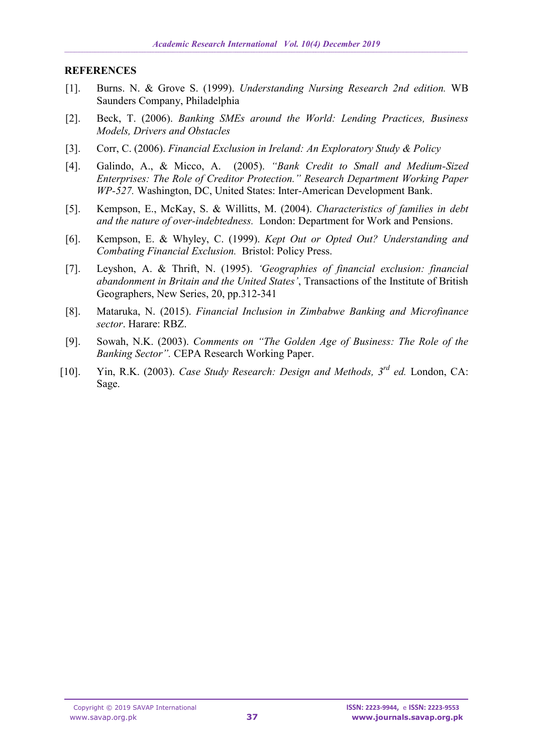**REFERENCES**

[1]. Burns. N. & Grove S. (1999). *Understanding Nursing Research 2nd edition.* WB Saunders Company, Philadelphia

[2]. Beck, T. (2006). *Banking SMEs around the World: Lending Practices, Business Models, Drivers and Obstacles*

[3]. Corr, C. (2006). *Financial Exclusion in Ireland: An Exploratory Study & Policy*

[4]. Galindo, A., & Micco, A. (2005). *"Bank Credit to Small and Medium-Sized Enterprises: The Role of Creditor Protection." Research Department Working Paper WP-527.* Washington, DC, United States: Inter-American Development Bank.

[5]. Kempson, E., McKay, S. & Willitts, M. (2004). *Characteristics of families in debt and the nature of over-indebtedness.* London: Department for Work and Pensions.

[6]. Kempson, E. & Whyley, C. (1999). *Kept Out or Opted Out? Understanding and Combating Financial Exclusion.* Bristol: Policy Press.

[7]. Leyshon, A. & Thrift, N. (1995). *'Geographies of financial exclusion: financial abandonment in Britain and the United States'*, Transactions of the Institute of British Geographers, New Series, 20, pp.312-341

[8]. Mataruka, N. (2015). *Financial Inclusion in Zimbabwe Banking and Microfinance sector*. Harare: RBZ.

[9]. Sowah, N.K. (2003). *Comments on "The Golden Age of Business: The Role of the Banking Sector".* CEPA Research Working Paper.

[10]. Yin, R.K. (2003). *Case Study Research: Design and Methods, 3rd ed.* London, CA: Sage.